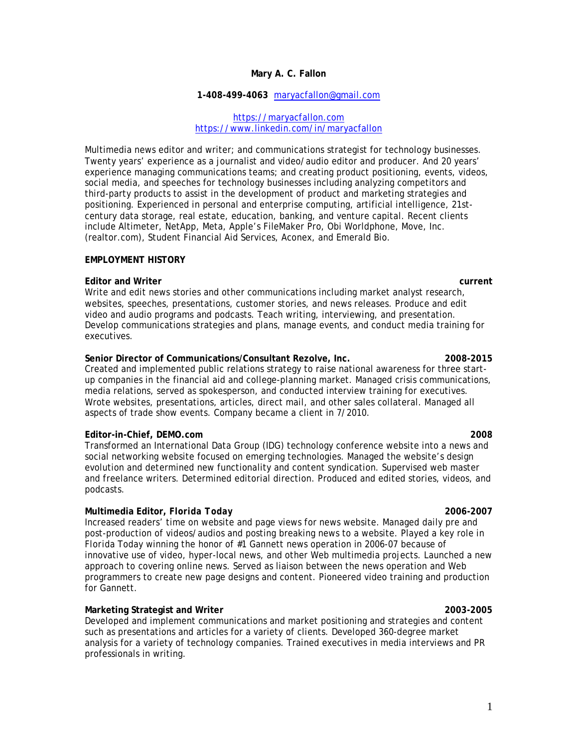**Mary A. C. Fallon**

**1-408-499-4063** [maryacfallon@gmail.com](mailto:maryacfallon@gmail.com)

[https://maryacfallon.com](https://maryacfallon.com)
[https://www.linkedin.com/in/maryacfallon](https://www.linkedin.com/in/maryacfallon)

Multimedia news editor and writer; and communications strategist for technology businesses. Twenty years' experience as a journalist and video/audio editor and producer. And 20 years' experience managing communications teams; and creating product positioning, events, videos, social media, and speeches for technology businesses including analyzing competitors and third-party products to assist in the development of product and marketing strategies and positioning. Experienced in personal and enterprise computing, artificial intelligence, 21st-century data storage, real estate, education, banking, and venture capital. Recent clients include Altimeter, NetApp, Meta, Apple's FileMaker Pro, Obi Worldphone, Move, Inc. (realtor.com), Student Financial Aid Services, Aconex, and Emerald Bio.

**EMPLOYMENT HISTORY**

**Editor and Writer** **current**
Write and edit news stories and other communications including market analyst research, websites, speeches, presentations, customer stories, and news releases. Produce and edit video and audio programs and podcasts. Teach writing, interviewing, and presentation. Develop communications strategies and plans, manage events, and conduct media training for executives.

**Senior Director of Communications/Consultant Rezolve, Inc.** **2008-2015**
Created and implemented public relations strategy to raise national awareness for three start-up companies in the financial aid and college-planning market. Managed crisis communications, media relations, served as spokesperson, and conducted interview training for executives. Wrote websites, presentations, articles, direct mail, and other sales collateral. Managed all aspects of trade show events. Company became a client in 7/2010.

**Editor-in-Chief, DEMO.com** **2008**
Transformed an International Data Group (IDG) technology conference website into a news and social networking website focused on emerging technologies. Managed the website's design evolution and determined new functionality and content syndication. Supervised web master and freelance writers. Determined editorial direction. Produced and edited stories, videos, and podcasts.

**Multimedia Editor, *Florida Today*** **2006-2007**
Increased readers' time on website and page views for news website. Managed daily pre and post-production of videos/audios and posting breaking news to a website. Played a key role in Florida Today winning the honor of #1 Gannett news operation in 2006-07 because of innovative use of video, hyper-local news, and other Web multimedia projects. Launched a new approach to covering online news. Served as liaison between the news operation and Web programmers to create new page designs and content. Pioneered video training and production for Gannett.

**Marketing Strategist and Writer** **2003-2005**
Developed and implement communications and market positioning and strategies and content such as presentations and articles for a variety of clients. Developed 360-degree market analysis for a variety of technology companies. Trained executives in media interviews and PR professionals in writing.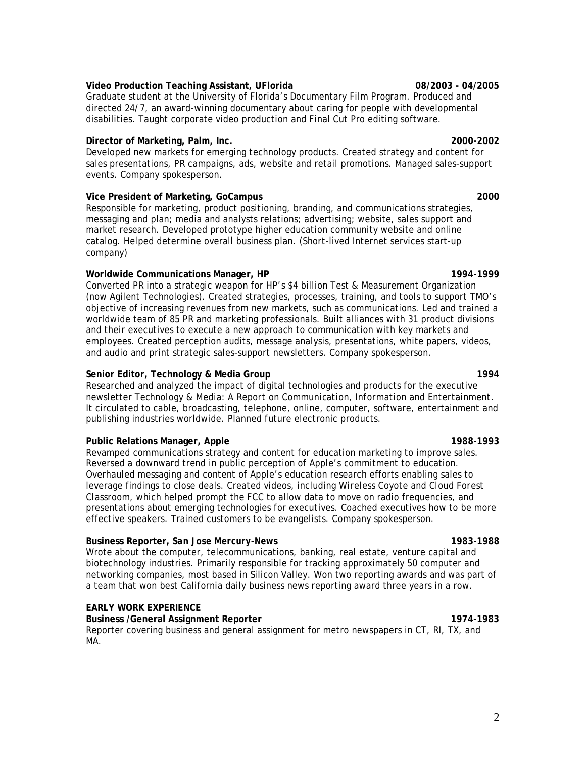**Video Production Teaching Assistant, UFlorida** **08/2003 - 04/2005**
Graduate student at the University of Florida's Documentary Film Program. Produced and directed 24/7, an award-winning documentary about caring for people with developmental disabilities. Taught corporate video production and Final Cut Pro editing software.

**Director of Marketing, Palm, Inc.** **2000-2002**
Developed new markets for emerging technology products. Created strategy and content for sales presentations, PR campaigns, ads, website and retail promotions. Managed sales-support events. Company spokesperson.

**Vice President of Marketing, GoCampus** **2000**
Responsible for marketing, product positioning, branding, and communications strategies, messaging and plan; media and analysts relations; advertising; website, sales support and market research. Developed prototype higher education community website and online catalog. Helped determine overall business plan. (Short-lived Internet services start-up company)

**Worldwide Communications Manager, HP** **1994-1999**
Converted PR into a strategic weapon for HP's $4 billion Test & Measurement Organization (now Agilent Technologies). Created strategies, processes, training, and tools to support TMO's objective of increasing revenues from new markets, such as communications. Led and trained a worldwide team of 85 PR and marketing professionals. Built alliances with 31 product divisions and their executives to execute a new approach to communication with key markets and employees. Created perception audits, message analysis, presentations, white papers, videos, and audio and print strategic sales-support newsletters. Company spokesperson.

**Senior Editor, Technology & Media Group** **1994**
Researched and analyzed the impact of digital technologies and products for the executive newsletter *Technology & Media: A Report on Communication, Information and Entertainment*. It circulated to cable, broadcasting, telephone, online, computer, software, entertainment and publishing industries worldwide. Planned future electronic products.

**Public Relations Manager, Apple** **1988-1993**
Revamped communications strategy and content for education marketing to improve sales. Reversed a downward trend in public perception of Apple's commitment to education. Overhauled messaging and content of Apple's education research efforts enabling sales to leverage findings to close deals. Created videos, including Wireless Coyote and Cloud Forest Classroom, which helped prompt the FCC to allow data to move on radio frequencies, and presentations about emerging technologies for executives. Coached executives how to be more effective speakers. Trained customers to be evangelists. Company spokesperson.

**Business Reporter, *San Jose Mercury-News*** **1983-1988**
Wrote about the computer, telecommunications, banking, real estate, venture capital and biotechnology industries. Primarily responsible for tracking approximately 50 computer and networking companies, most based in Silicon Valley. Won two reporting awards and was part of a team that won best California daily business news reporting award three years in a row.

**EARLY WORK EXPERIENCE**
**Business /General Assignment Reporter** **1974-1983**
Reporter covering business and general assignment for metro newspapers in CT, RI, TX, and MA.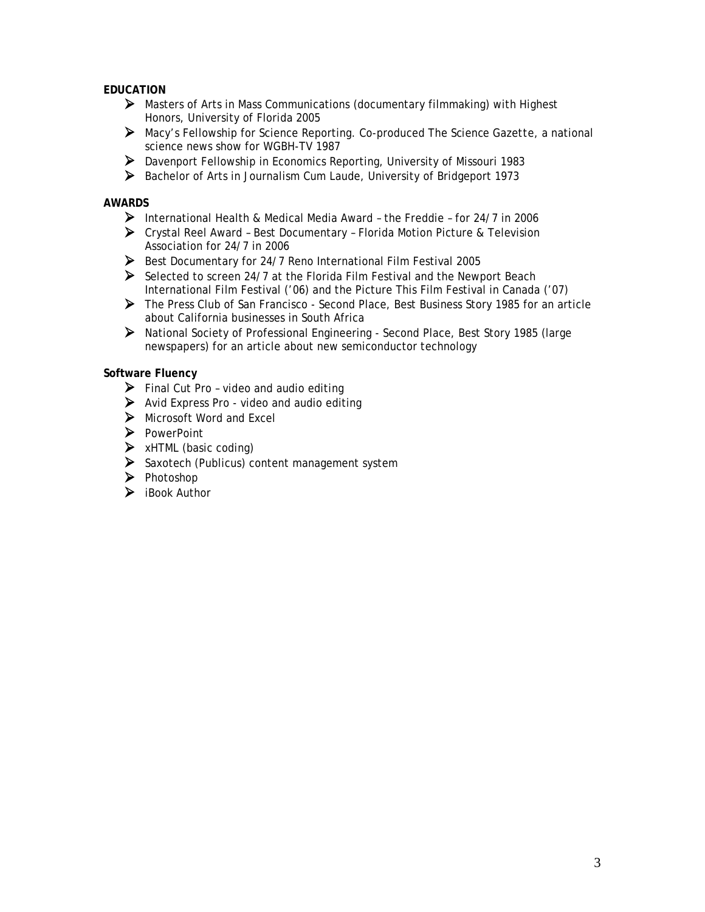**EDUCATION**

- Masters of Arts in Mass Communications (documentary filmmaking) with Highest Honors, University of Florida 2005
- Macy's Fellowship for Science Reporting. Co-produced The Science Gazette, a national science news show for WGBH-TV 1987
- Davenport Fellowship in Economics Reporting, University of Missouri 1983
- Bachelor of Arts in Journalism Cum Laude, University of Bridgeport 1973

**AWARDS**

- International Health & Medical Media Award – the Freddie – for 24/7 in 2006
- Crystal Reel Award – Best Documentary – Florida Motion Picture & Television Association for 24/7 in 2006
- Best Documentary for 24/7 Reno International Film Festival 2005
- Selected to screen 24/7 at the Florida Film Festival and the Newport Beach International Film Festival ('06) and the Picture This Film Festival in Canada ('07)
- The Press Club of San Francisco - Second Place, Best Business Story 1985 for an article about California businesses in South Africa
- National Society of Professional Engineering - Second Place, Best Story 1985 (large newspapers) for an article about new semiconductor technology

**Software Fluency**

- Final Cut Pro – video and audio editing
- Avid Express Pro - video and audio editing
- Microsoft Word and Excel
- PowerPoint
- xHTML (basic coding)
- Saxotech (Publicus) content management system
- Photoshop
- iBook Author